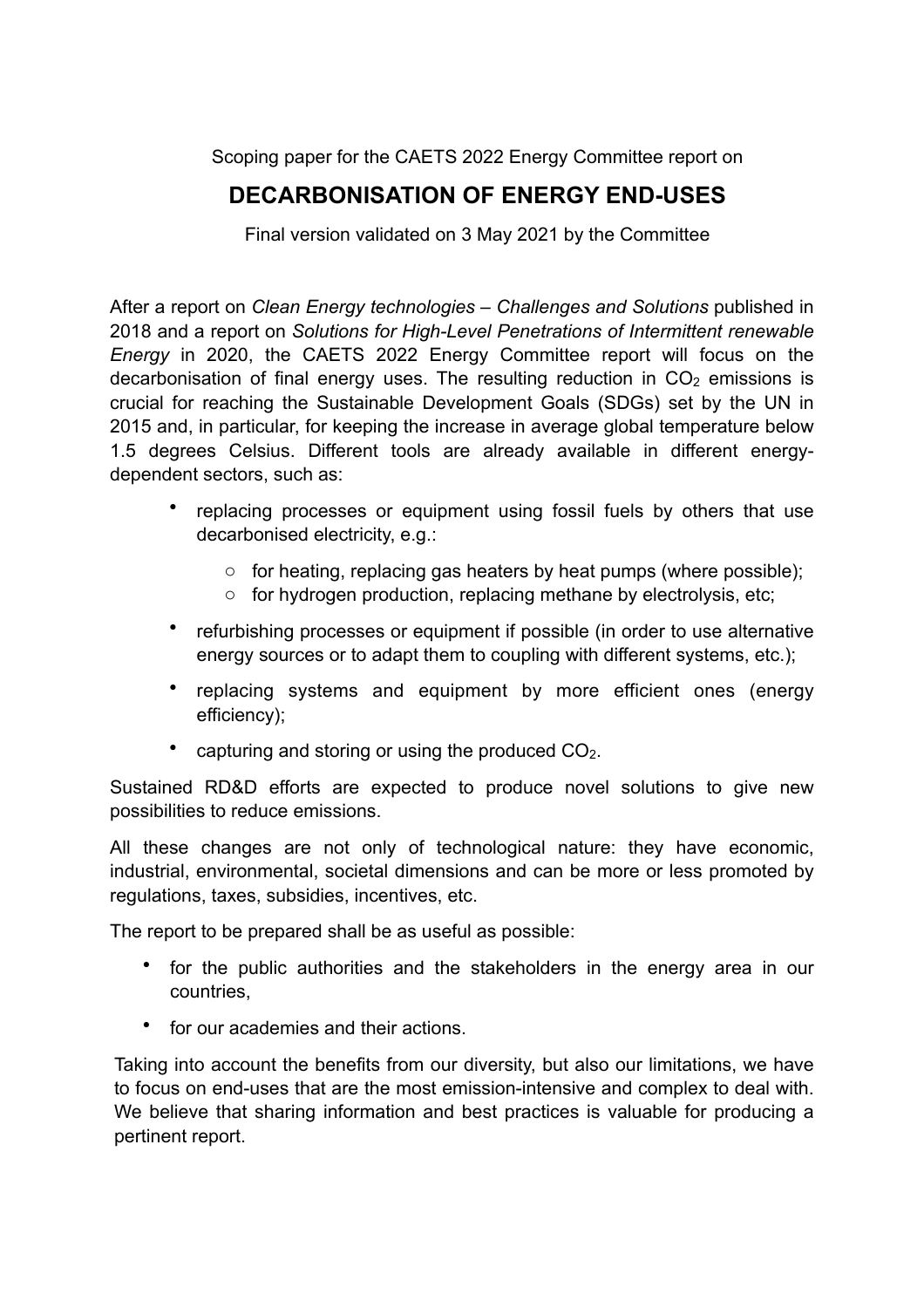Scoping paper for the CAETS 2022 Energy Committee report on

# DECARBONISATION OF ENERGY END-USES

Final version validated on 3 May 2021 by the Committee

After a report on *Clean Energy technologies – Challenges and Solutions* published in 2018 and a report on *Solutions for High-Level Penetrations of Intermittent renewable Energy* in 2020, the CAETS 2022 Energy Committee report will focus on the decarbonisation of final energy uses. The resulting reduction in $CO_2$ emissions is crucial for reaching the Sustainable Development Goals (SDGs) set by the UN in 2015 and, in particular, for keeping the increase in average global temperature below 1.5 degrees Celsius. Different tools are already available in different energy-dependent sectors, such as:

- replacing processes or equipment using fossil fuels by others that use decarbonised electricity, e.g.:
  - for heating, replacing gas heaters by heat pumps (where possible);
  - for hydrogen production, replacing methane by electrolysis, etc;
- refurbishing processes or equipment if possible (in order to use alternative energy sources or to adapt them to coupling with different systems, etc.);
- replacing systems and equipment by more efficient ones (energy efficiency);
- capturing and storing or using the produced $CO_2$.

Sustained RD&D efforts are expected to produce novel solutions to give new possibilities to reduce emissions.

All these changes are not only of technological nature: they have economic, industrial, environmental, societal dimensions and can be more or less promoted by regulations, taxes, subsidies, incentives, etc.

The report to be prepared shall be as useful as possible:

- for the public authorities and the stakeholders in the energy area in our countries,
- for our academies and their actions.

Taking into account the benefits from our diversity, but also our limitations, we have to focus on end-uses that are the most emission-intensive and complex to deal with. We believe that sharing information and best practices is valuable for producing a pertinent report.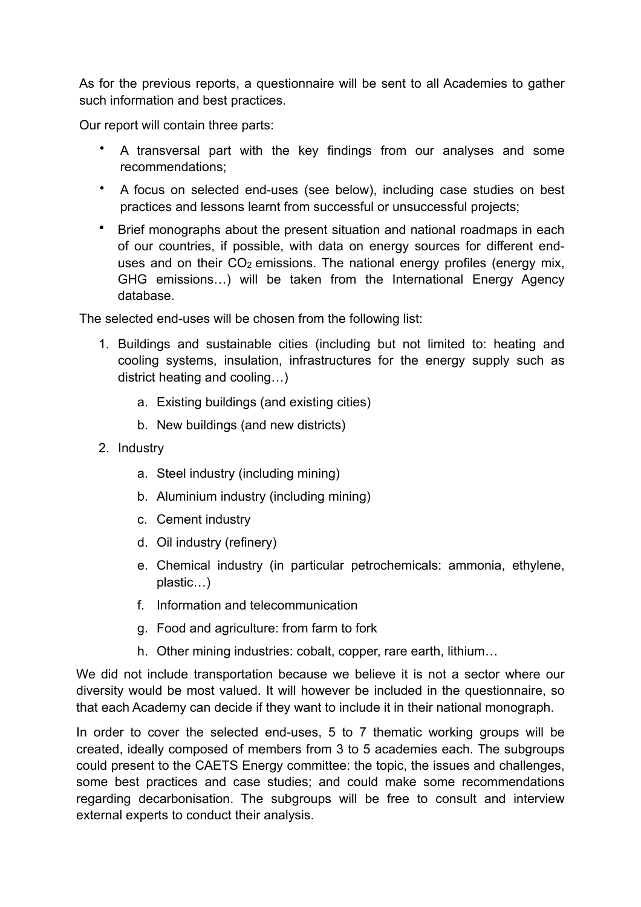As for the previous reports, a questionnaire will be sent to all Academies to gather such information and best practices.

Our report will contain three parts:

- A transversal part with the key findings from our analyses and some recommendations;
- A focus on selected end-uses (see below), including case studies on best practices and lessons learnt from successful or unsuccessful projects;
- Brief monographs about the present situation and national roadmaps in each of our countries, if possible, with data on energy sources for different end-uses and on their $CO_2$ emissions. The national energy profiles (energy mix, GHG emissions…) will be taken from the International Energy Agency database.

The selected end-uses will be chosen from the following list:

1. Buildings and sustainable cities (including but not limited to: heating and cooling systems, insulation, infrastructures for the energy supply such as district heating and cooling…)
    a. Existing buildings (and existing cities)
    b. New buildings (and new districts)
2. Industry
    a. Steel industry (including mining)
    b. Aluminium industry (including mining)
    c. Cement industry
    d. Oil industry (refinery)
    e. Chemical industry (in particular petrochemicals: ammonia, ethylene, plastic…)
    f. Information and telecommunication
    g. Food and agriculture: from farm to fork
    h. Other mining industries: cobalt, copper, rare earth, lithium…

We did not include transportation because we believe it is not a sector where our diversity would be most valued. It will however be included in the questionnaire, so that each Academy can decide if they want to include it in their national monograph.

In order to cover the selected end-uses, 5 to 7 thematic working groups will be created, ideally composed of members from 3 to 5 academies each. The subgroups could present to the CAETS Energy committee: the topic, the issues and challenges, some best practices and case studies; and could make some recommendations regarding decarbonisation. The subgroups will be free to consult and interview external experts to conduct their analysis.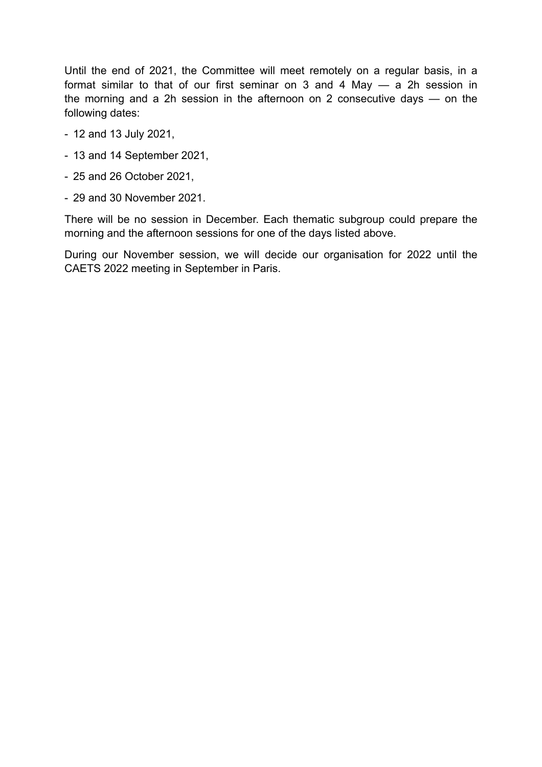Until the end of 2021, the Committee will meet remotely on a regular basis, in a format similar to that of our first seminar on 3 and 4 May — a 2h session in the morning and a 2h session in the afternoon on 2 consecutive days — on the following dates:

- 12 and 13 July 2021,
- 13 and 14 September 2021,
- 25 and 26 October 2021,
- 29 and 30 November 2021.

There will be no session in December. Each thematic subgroup could prepare the morning and the afternoon sessions for one of the days listed above.

During our November session, we will decide our organisation for 2022 until the CAETS 2022 meeting in September in Paris.